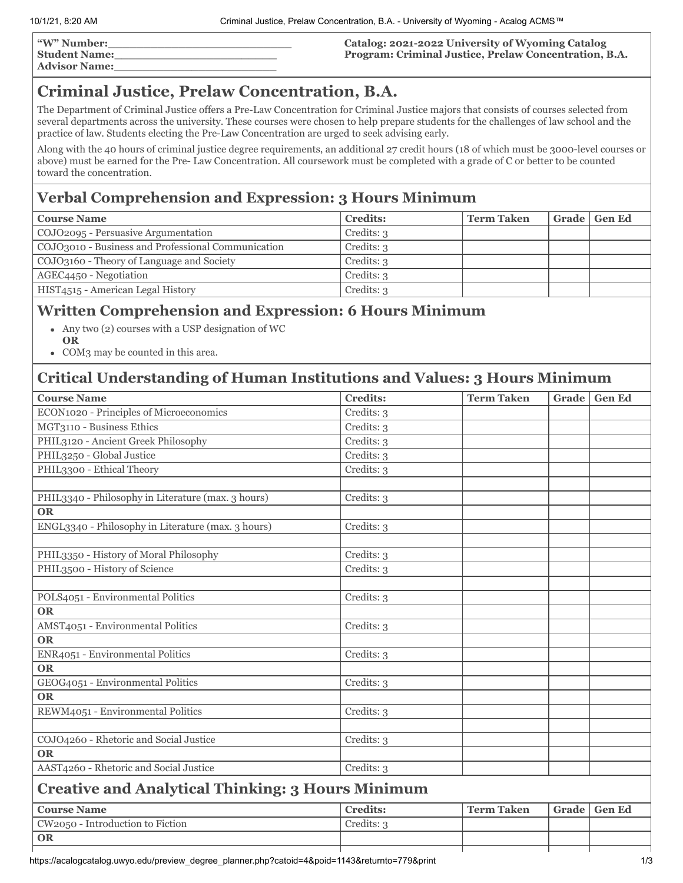"W" Number:\_\_\_\_\_\_\_\_\_\_\_\_\_\_\_\_\_\_\_\_\_\_\_\_\_\_
**Student Name:**\_\_\_\_\_\_\_\_\_\_\_\_\_\_\_\_\_\_\_\_\_\_\_\_
**Advisor Name:**\_\_\_\_\_\_\_\_\_\_\_\_\_\_\_\_\_\_\_\_\_\_\_\_

**Catalog: 2021-2022 University of Wyoming Catalog**
**Program: Criminal Justice, Prelaw Concentration, B.A.**

# Criminal Justice, Prelaw Concentration, B.A.

The Department of Criminal Justice offers a Pre-Law Concentration for Criminal Justice majors that consists of courses selected from several departments across the university. These courses were chosen to help prepare students for the challenges of law school and the practice of law. Students electing the Pre-Law Concentration are urged to seek advising early.

Along with the 40 hours of criminal justice degree requirements, an additional 27 credit hours (18 of which must be 3000-level courses or above) must be earned for the Pre- Law Concentration. All coursework must be completed with a grade of C or better to be counted toward the concentration.

## Verbal Comprehension and Expression: 3 Hours Minimum

| Course Name | Credits: | Term Taken | Grade | Gen Ed |
|---|---|---|---|---|
| COJO2095 - Persuasive Argumentation | Credits: 3 | | | |
| COJO3010 - Business and Professional Communication | Credits: 3 | | | |
| COJO3160 - Theory of Language and Society | Credits: 3 | | | |
| AGEC4450 - Negotiation | Credits: 3 | | | |
| HIST4515 - American Legal History | Credits: 3 | | | |

## Written Comprehension and Expression: 6 Hours Minimum

- Any two (2) courses with a USP designation of WC
  **OR**
- COM3 may be counted in this area.

## Critical Understanding of Human Institutions and Values: 3 Hours Minimum

| Course Name | Credits: | Term Taken | Grade | Gen Ed |
|---|---|---|---|---|
| ECON1020 - Principles of Microeconomics | Credits: 3 | | | |
| MGT3110 - Business Ethics | Credits: 3 | | | |
| PHIL3120 - Ancient Greek Philosophy | Credits: 3 | | | |
| PHIL3250 - Global Justice | Credits: 3 | | | |
| PHIL3300 - Ethical Theory | Credits: 3 | | | |
| | | | | |
| PHIL3340 - Philosophy in Literature (max. 3 hours) | Credits: 3 | | | |
| **OR** | | | | |
| ENGL3340 - Philosophy in Literature (max. 3 hours) | Credits: 3 | | | |
| | | | | |
| PHIL3350 - History of Moral Philosophy | Credits: 3 | | | |
| PHIL3500 - History of Science | Credits: 3 | | | |
| | | | | |
| POLS4051 - Environmental Politics | Credits: 3 | | | |
| **OR** | | | | |
| AMST4051 - Environmental Politics | Credits: 3 | | | |
| **OR** | | | | |
| ENR4051 - Environmental Politics | Credits: 3 | | | |
| **OR** | | | | |
| GEOG4051 - Environmental Politics | Credits: 3 | | | |
| **OR** | | | | |
| REWM4051 - Environmental Politics | Credits: 3 | | | |
| | | | | |
| COJO4260 - Rhetoric and Social Justice | Credits: 3 | | | |
| **OR** | | | | |
| AAST4260 - Rhetoric and Social Justice | Credits: 3 | | | |

## Creative and Analytical Thinking: 3 Hours Minimum

| Course Name | Credits: | Term Taken | Grade | Gen Ed |
|---|---|---|---|---|
| CW2050 - Introduction to Fiction | Credits: 3 | | | |
| **OR** | | | | |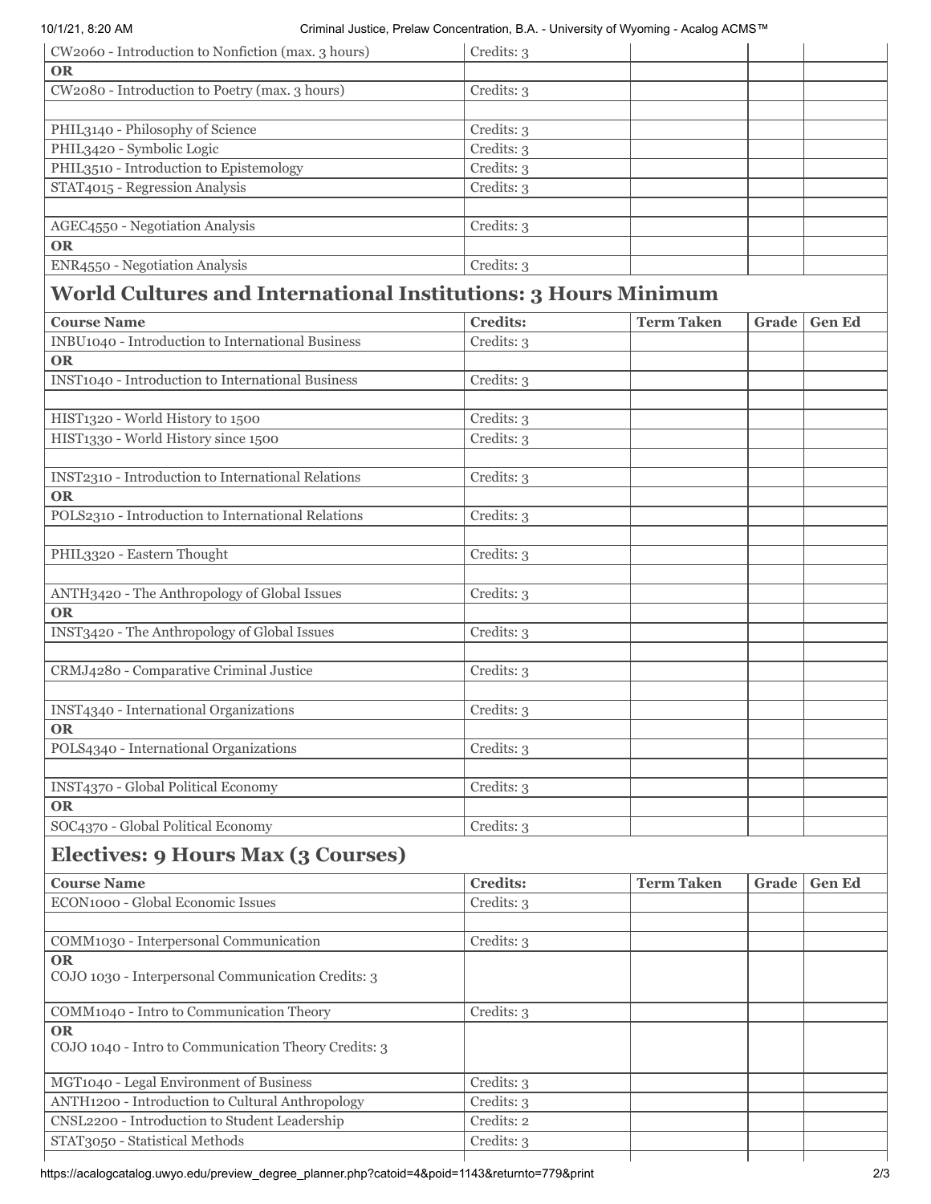| | | | | |
|---|---|---|---|---|
| CW2060 - Introduction to Nonfiction (max. 3 hours) | Credits: 3 | | | |
| **OR** | | | | |
| CW2080 - Introduction to Poetry (max. 3 hours) | Credits: 3 | | | |
| | | | | |
| PHIL3140 - Philosophy of Science | Credits: 3 | | | |
| PHIL3420 - Symbolic Logic | Credits: 3 | | | |
| PHIL3510 - Introduction to Epistemology | Credits: 3 | | | |
| STAT4015 - Regression Analysis | Credits: 3 | | | |
| | | | | |
| AGEC4550 - Negotiation Analysis | Credits: 3 | | | |
| **OR** | | | | |
| ENR4550 - Negotiation Analysis | Credits: 3 | | | |

## World Cultures and International Institutions: 3 Hours Minimum

| Course Name | Credits: | Term Taken | Grade | Gen Ed |
|---|---|---|---|---|
| INBU1040 - Introduction to International Business | Credits: 3 | | | |
| **OR** | | | | |
| INST1040 - Introduction to International Business | Credits: 3 | | | |
| | | | | |
| HIST1320 - World History to 1500 | Credits: 3 | | | |
| HIST1330 - World History since 1500 | Credits: 3 | | | |
| | | | | |
| INST2310 - Introduction to International Relations | Credits: 3 | | | |
| **OR** | | | | |
| POLS2310 - Introduction to International Relations | Credits: 3 | | | |
| | | | | |
| PHIL3320 - Eastern Thought | Credits: 3 | | | |
| | | | | |
| ANTH3420 - The Anthropology of Global Issues | Credits: 3 | | | |
| **OR** | | | | |
| INST3420 - The Anthropology of Global Issues | Credits: 3 | | | |
| | | | | |
| CRMJ4280 - Comparative Criminal Justice | Credits: 3 | | | |
| | | | | |
| INST4340 - International Organizations | Credits: 3 | | | |
| **OR** | | | | |
| POLS4340 - International Organizations | Credits: 3 | | | |
| | | | | |
| INST4370 - Global Political Economy | Credits: 3 | | | |
| **OR** | | | | |
| SOC4370 - Global Political Economy | Credits: 3 | | | |

## Electives: 9 Hours Max (3 Courses)

| Course Name | Credits: | Term Taken | Grade | Gen Ed |
|---|---|---|---|---|
| ECON1000 - Global Economic Issues | Credits: 3 | | | |
| | | | | |
| COMM1030 - Interpersonal Communication | Credits: 3 | | | |
| **OR** COJO 1030 - Interpersonal Communication Credits: 3 | | | | |
| COMM1040 - Intro to Communication Theory | Credits: 3 | | | |
| **OR** COJO 1040 - Intro to Communication Theory Credits: 3 | | | | |
| MGT1040 - Legal Environment of Business | Credits: 3 | | | |
| ANTH1200 - Introduction to Cultural Anthropology | Credits: 3 | | | |
| CNSL2200 - Introduction to Student Leadership | Credits: 2 | | | |
| STAT3050 - Statistical Methods | Credits: 3 | | | |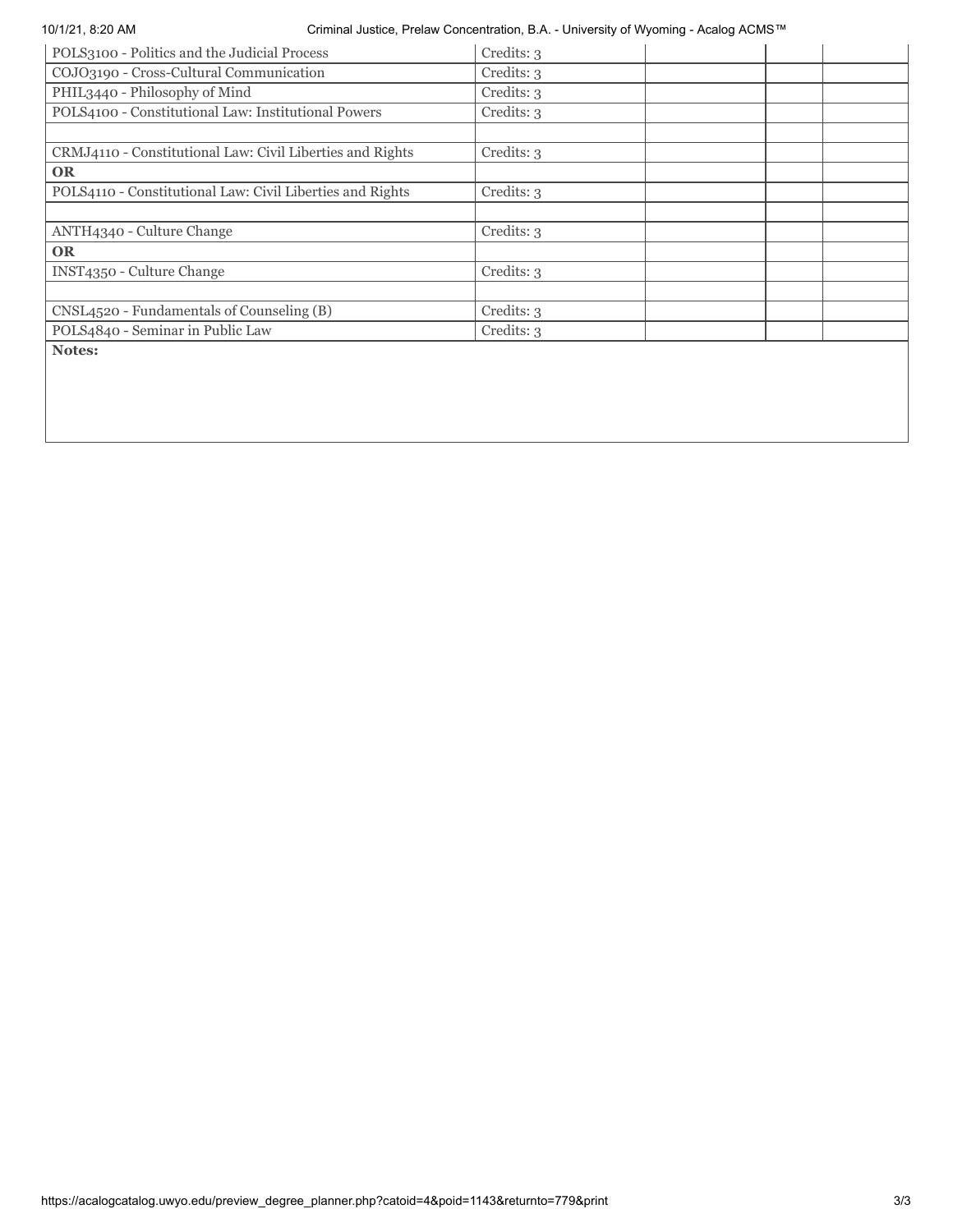| | | | | |
|---|---|---|---|---|
| POLS3100 - Politics and the Judicial Process | Credits: 3 | | | |
| COJO3190 - Cross-Cultural Communication | Credits: 3 | | | |
| PHIL3440 - Philosophy of Mind | Credits: 3 | | | |
| POLS4100 - Constitutional Law: Institutional Powers | Credits: 3 | | | |
| | | | | |
| CRMJ4110 - Constitutional Law: Civil Liberties and Rights | Credits: 3 | | | |
| **OR** | | | | |
| POLS4110 - Constitutional Law: Civil Liberties and Rights | Credits: 3 | | | |
| | | | | |
| ANTH4340 - Culture Change | Credits: 3 | | | |
| **OR** | | | | |
| INST4350 - Culture Change | Credits: 3 | | | |
| | | | | |
| CNSL4520 - Fundamentals of Counseling (B) | Credits: 3 | | | |
| POLS4840 - Seminar in Public Law | Credits: 3 | | | |

**Notes:**